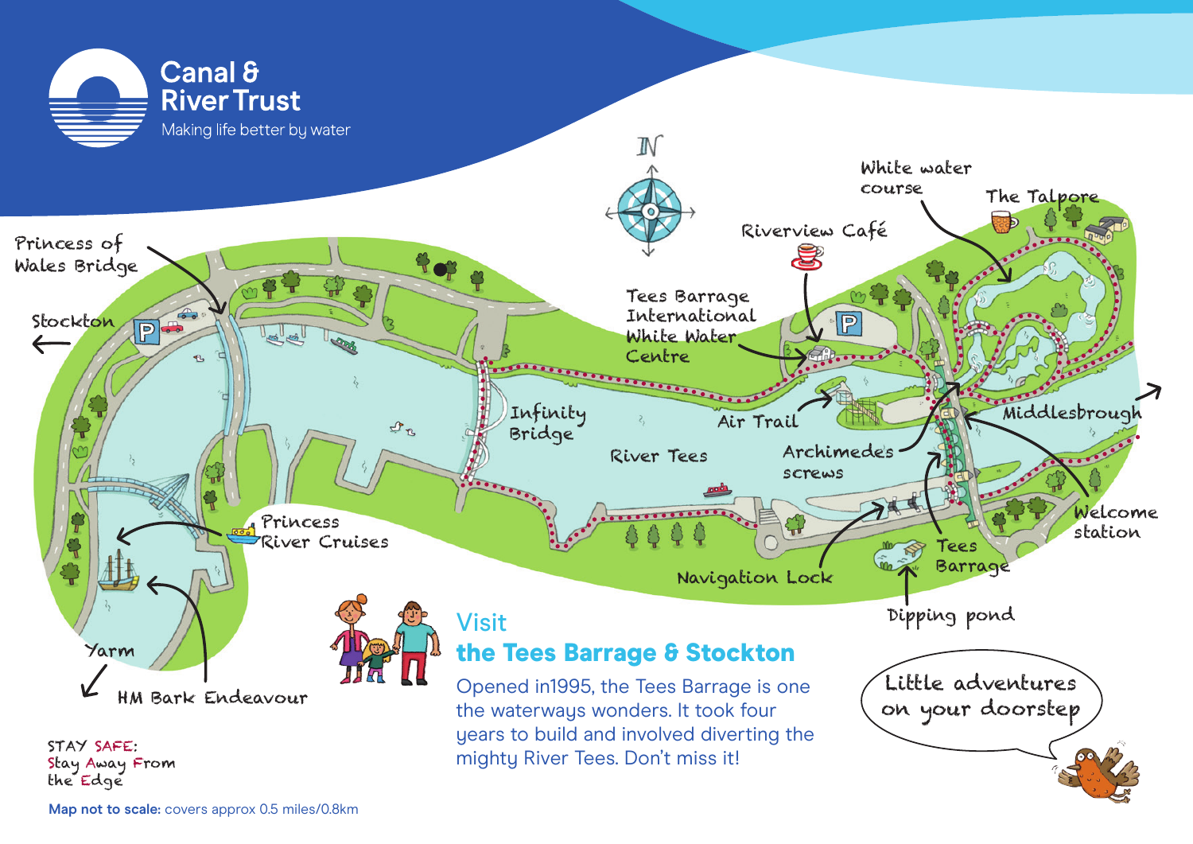# Canal & River Trust

Making life better by water

Princess of Wales Bridge

Stockton

White water course

The Talpore

Riverview Café

Tees Barrage International White Water Centre

Infinity Bridge

Air Trail

River Tees

Archimedes screws

Middlesbrough

Welcome station

Princess River Cruises

Tees Barrage

Navigation Lock

Dipping pond

Yarm

HM Bark Endeavour

## Visit

## the Tees Barrage & Stockton

Opened in1995, the Tees Barrage is one the waterways wonders. It took four years to build and involved diverting the mighty River Tees. Don't miss it!

Little adventures on your doorstep

STAY SAFE: Stay Away From the Edge

**Map not to scale:** covers approx 0.5 miles/0.8km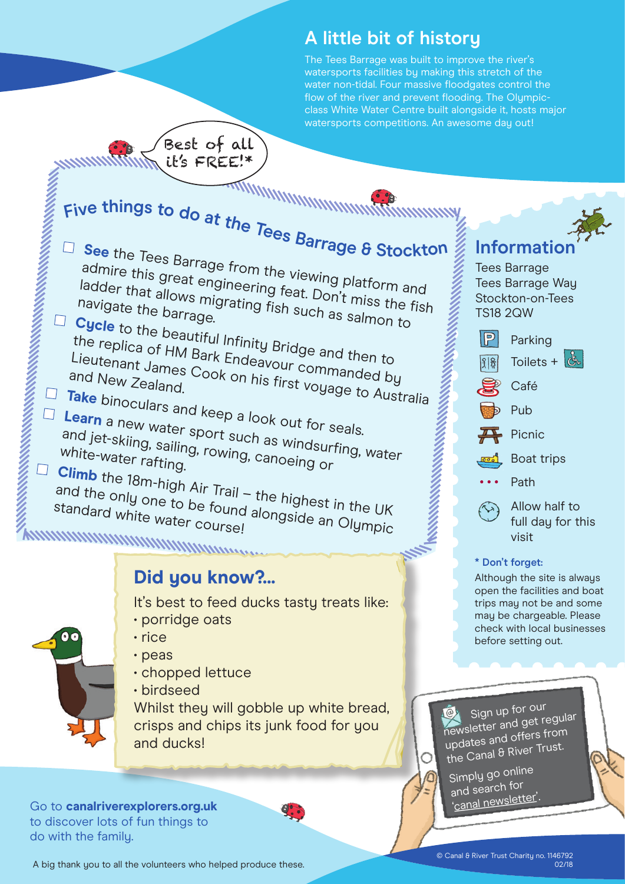## A little bit of history

The Tees Barrage was built to improve the river's watersports facilities by making this stretch of the water non-tidal. Four massive floodgates control the flow of the river and prevent flooding. The Olympic-class White Water Centre built alongside it, hosts major watersports competitions. An awesome day out!

Best of all it's FREE!*

## Five things to do at the Tees Barrage & Stockton

- ☐ **See** the Tees Barrage from the viewing platform and admire this great engineering feat. Don't miss the fish ladder that allows migrating fish such as salmon to navigate the barrage.
- ☐ **Cycle** to the beautiful Infinity Bridge and then to the replica of HM Bark Endeavour commanded by Lieutenant James Cook on his first voyage to Australia and New Zealand.
- ☐ **Take** binoculars and keep a look out for seals.
- ☐ **Learn** a new water sport such as windsurfing, water and jet-skiing, sailing, rowing, canoeing or white-water rafting.
- ☐ **Climb** the 18m-high Air Trail – the highest in the UK and the only one to be found alongside an Olympic standard white water course!

## Information

Tees Barrage
Tees Barrage Way
Stockton-on-Tees
TS18 2QW

- Parking
- Toilets +
- Café
- Pub
- Picnic
- Boat trips
- Path
- Allow half to full day for this visit

**\* Don't forget:**

Although the site is always open the facilities and boat trips may not be and some may be chargeable. Please check with local businesses before setting out.

## Did you know?...

It's best to feed ducks tasty treats like:

- porridge oats
- rice
- peas
- chopped lettuce
- birdseed

Whilst they will gobble up white bread, crisps and chips its junk food for you and ducks!

Sign up for our newsletter and get regular updates and offers from the Canal & River Trust.

Simply go online and search for 'canal newsletter'.

Go to **canalriverexplorers.org.uk** to discover lots of fun things to do with the family.

A big thank you to all the volunteers who helped produce these.

© Canal & River Trust Charity no. 1146792
02/18